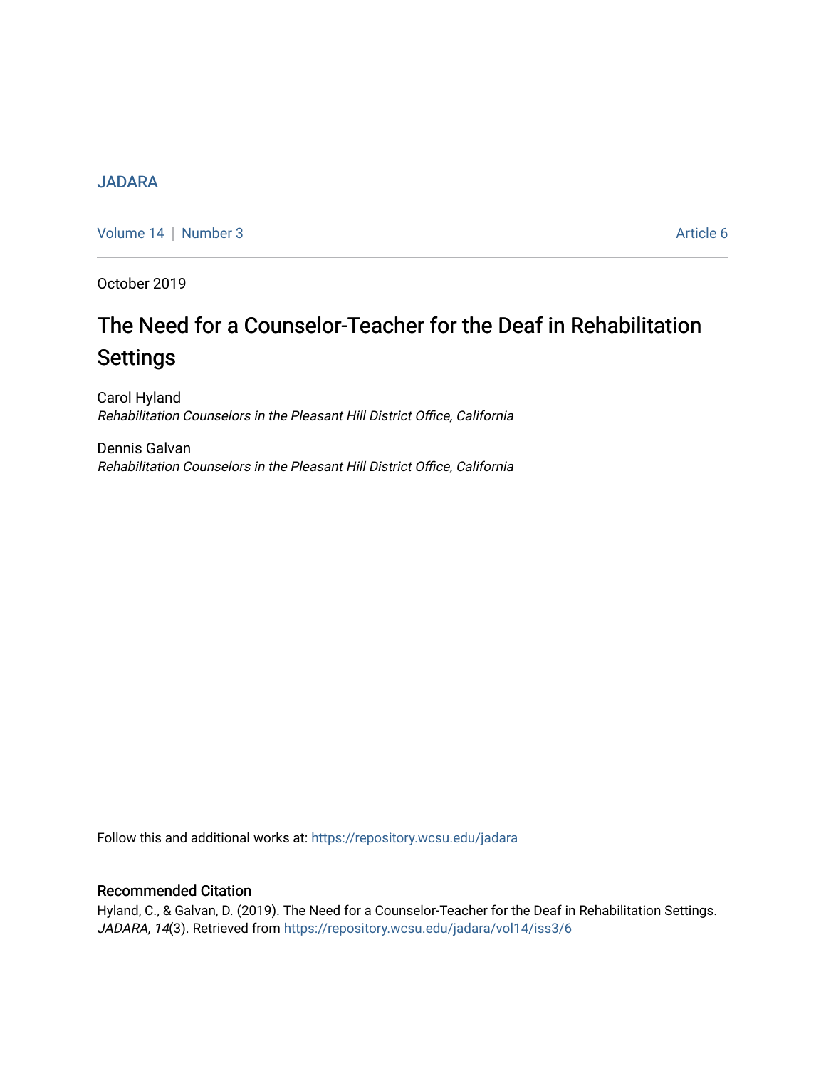JADARA

Volume 14 | Number 3 Article 6

October 2019

# The Need for a Counselor-Teacher for the Deaf in Rehabilitation Settings

Carol Hyland
*Rehabilitation Counselors in the Pleasant Hill District Office, California*

Dennis Galvan
*Rehabilitation Counselors in the Pleasant Hill District Office, California*

Follow this and additional works at: https://repository.wcsu.edu/jadara

## Recommended Citation

Hyland, C., & Galvan, D. (2019). The Need for a Counselor-Teacher for the Deaf in Rehabilitation Settings. *JADARA, 14*(3). Retrieved from https://repository.wcsu.edu/jadara/vol14/iss3/6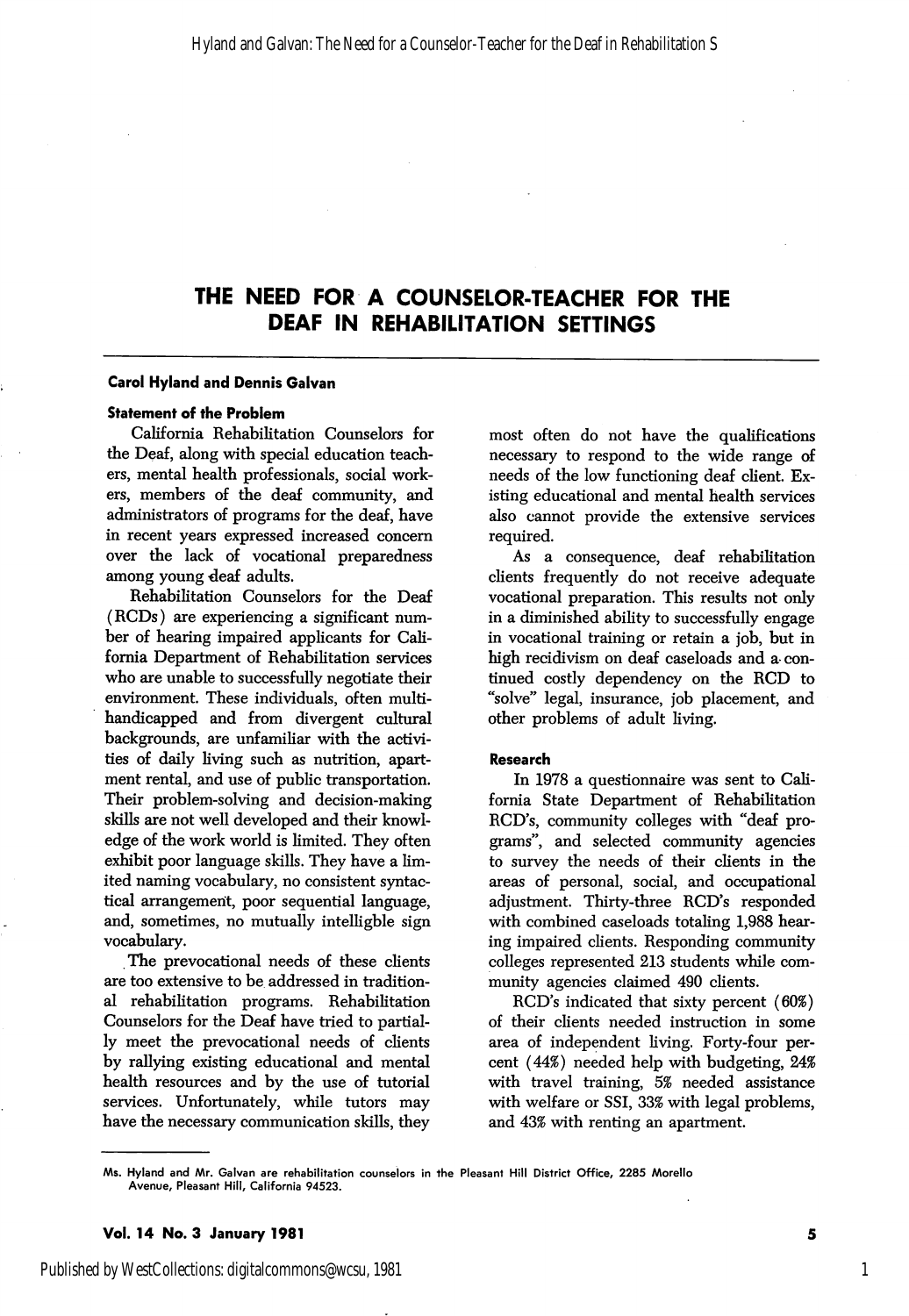# THE NEED FOR A COUNSELOR-TEACHER FOR THE DEAF IN REHABILITATION SETTINGS

**Carol Hyland and Dennis Galvan**

### Statement of the Problem

California Rehabilitation Counselors for the Deaf, along with special education teachers, mental health professionals, social workers, members of the deaf community, and administrators of programs for the deaf, have in recent years expressed increased concern over the lack of vocational preparedness among young deaf adults.

Rehabilitation Counselors for the Deaf (RCDs) are experiencing a significant number of hearing impaired applicants for California Department of Rehabilitation services who are unable to successfully negotiate their environment. These individuals, often multi-handicapped and from divergent cultural backgrounds, are unfamiliar with the activities of daily living such as nutrition, apartment rental, and use of public transportation. Their problem-solving and decision-making skills are not well developed and their knowledge of the work world is limited. They often exhibit poor language skills. They have a limited naming vocabulary, no consistent syntactical arrangement, poor sequential language, and, sometimes, no mutually intelligible sign vocabulary.

The prevocational needs of these clients are too extensive to be addressed in traditional rehabilitation programs. Rehabilitation Counselors for the Deaf have tried to partially meet the prevocational needs of clients by rallying existing educational and mental health resources and by the use of tutorial services. Unfortunately, while tutors may have the necessary communication skills, they most often do not have the qualifications necessary to respond to the wide range of needs of the low functioning deaf client. Existing educational and mental health services also cannot provide the extensive services required.

As a consequence, deaf rehabilitation clients frequently do not receive adequate vocational preparation. This results not only in a diminished ability to successfully engage in vocational training or retain a job, but in high recidivism on deaf caseloads and a continued costly dependency on the RCD to "solve" legal, insurance, job placement, and other problems of adult living.

### Research

In 1978 a questionnaire was sent to California State Department of Rehabilitation RCD's, community colleges with "deaf programs", and selected community agencies to survey the needs of their clients in the areas of personal, social, and occupational adjustment. Thirty-three RCD's responded with combined caseloads totaling 1,988 hearing impaired clients. Responding community colleges represented 213 students while community agencies claimed 490 clients.

RCD's indicated that sixty percent (60%) of their clients needed instruction in some area of independent living. Forty-four percent (44%) needed help with budgeting, 24% with travel training, 5% needed assistance with welfare or SSI, 33% with legal problems, and 43% with renting an apartment.

---

Ms. Hyland and Mr. Galvan are rehabilitation counselors in the Pleasant Hill District Office, 2285 Morello Avenue, Pleasant Hill, California 94523.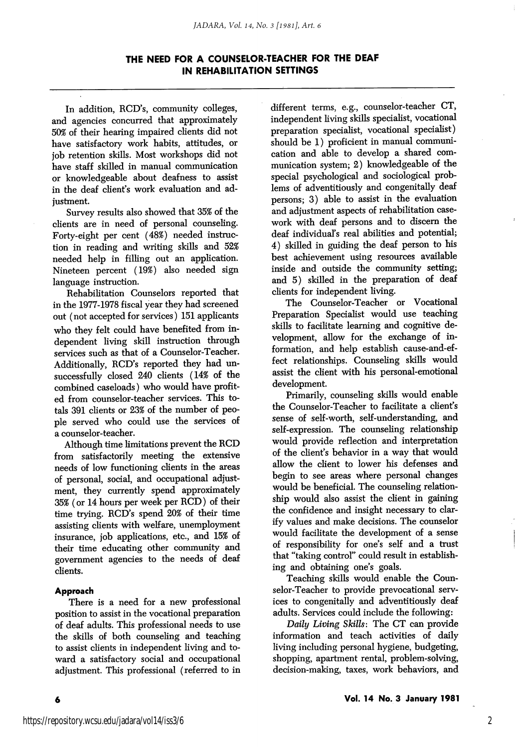# THE NEED FOR A COUNSELOR-TEACHER FOR THE DEAF IN REHABILITATION SETTINGS

In addition, RCD's, community colleges, and agencies concurred that approximately 50% of their hearing impaired clients did not have satisfactory work habits, attitudes, or job retention skills. Most workshops did not have staff skilled in manual communication or knowledgeable about deafness to assist in the deaf client's work evaluation and adjustment.

Survey results also showed that 35% of the clients are in need of personal counseling. Forty-eight per cent (48%) needed instruction in reading and writing skills and 52% needed help in filling out an application. Nineteen percent (19%) also needed sign language instruction.

Rehabilitation Counselors reported that in the 1977-1978 fiscal year they had screened out (not accepted for services) 151 applicants who they felt could have benefited from independent living skill instruction through services such as that of a Counselor-Teacher. Additionally, RCD's reported they had unsuccessfully closed 240 clients (14% of the combined caseloads) who would have profited from counselor-teacher services. This totals 391 clients or 23% of the number of people served who could use the services of a counselor-teacher.

Although time limitations prevent the RCD from satisfactorily meeting the extensive needs of low functioning clients in the areas of personal, social, and occupational adjustment, they currently spend approximately 35% (or 14 hours per week per RCD) of their time trying. RCD's spend 20% of their time assisting clients with welfare, unemployment insurance, job applications, etc., and 15% of their time educating other community and government agencies to the needs of deaf clients.

## Approach

There is a need for a new professional position to assist in the vocational preparation of deaf adults. This professional needs to use the skills of both counseling and teaching to assist clients in independent living and toward a satisfactory social and occupational adjustment. This professional (referred to in different terms, e.g., counselor-teacher CT, independent living skills specialist, vocational preparation specialist, vocational specialist) should be 1) proficient in manual communication and able to develop a shared communication system; 2) knowledgeable of the special psychological and sociological problems of adventitiously and congenitally deaf persons; 3) able to assist in the evaluation and adjustment aspects of rehabilitation casework with deaf persons and to discern the deaf individual's real abilities and potential; 4) skilled in guiding the deaf person to his best achievement using resources available inside and outside the community setting; and 5) skilled in the preparation of deaf clients for independent living.

The Counselor-Teacher or Vocational Preparation Specialist would use teaching skills to facilitate learning and cognitive development, allow for the exchange of information, and help establish cause-and-effect relationships. Counseling skills would assist the client with his personal-emotional development.

Primarily, counseling skills would enable the Counselor-Teacher to facilitate a client's sense of self-worth, self-understanding, and self-expression. The counseling relationship would provide reflection and interpretation of the client's behavior in a way that would allow the client to lower his defenses and begin to see areas where personal changes would be beneficial. The counseling relationship would also assist the client in gaining the confidence and insight necessary to clarify values and make decisions. The counselor would facilitate the development of a sense of responsibility for one's self and a trust that "taking control" could result in establishing and obtaining one's goals.

Teaching skills would enable the Counselor-Teacher to provide prevocational services to congenitally and adventitiously deaf adults. Services could include the following:

*Daily Living Skills*: The CT can provide information and teach activities of daily living including personal hygiene, budgeting, shopping, apartment rental, problem-solving, decision-making, taxes, work behaviors, and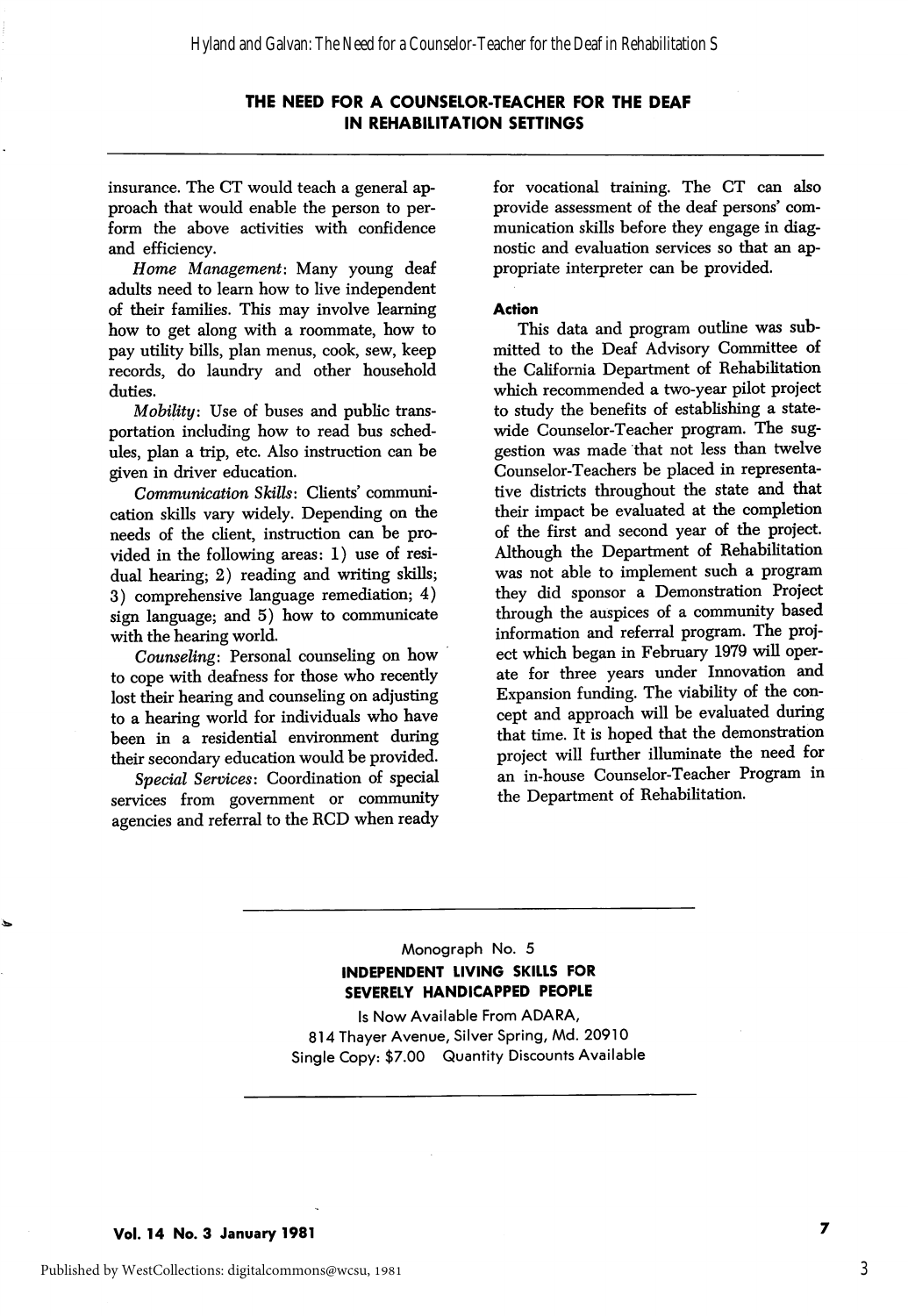insurance. The CT would teach a general approach that would enable the person to perform the above activities with confidence and efficiency.

*Home Management*: Many young deaf adults need to learn how to live independent of their families. This may involve learning how to get along with a roommate, how to pay utility bills, plan menus, cook, sew, keep records, do laundry and other household duties.

*Mobility*: Use of buses and public transportation including how to read bus schedules, plan a trip, etc. Also instruction can be given in driver education.

*Communication Skills*: Clients' communication skills vary widely. Depending on the needs of the client, instruction can be provided in the following areas: 1) use of residual hearing; 2) reading and writing skills; 3) comprehensive language remediation; 4) sign language; and 5) how to communicate with the hearing world.

*Counseling*: Personal counseling on how to cope with deafness for those who recently lost their hearing and counseling on adjusting to a hearing world for individuals who have been in a residential environment during their secondary education would be provided.

*Special Services*: Coordination of special services from government or community agencies and referral to the RCD when ready for vocational training. The CT can also provide assessment of the deaf persons' communication skills before they engage in diagnostic and evaluation services so that an appropriate interpreter can be provided.

### Action

This data and program outline was submitted to the Deaf Advisory Committee of the California Department of Rehabilitation which recommended a two-year pilot project to study the benefits of establishing a statewide Counselor-Teacher program. The suggestion was made that not less than twelve Counselor-Teachers be placed in representative districts throughout the state and that their impact be evaluated at the completion of the first and second year of the project. Although the Department of Rehabilitation was not able to implement such a program they did sponsor a Demonstration Project through the auspices of a community based information and referral program. The project which began in February 1979 will operate for three years under Innovation and Expansion funding. The viability of the concept and approach will be evaluated during that time. It is hoped that the demonstration project will further illuminate the need for an in-house Counselor-Teacher Program in the Department of Rehabilitation.

---

Monograph No. 5

**INDEPENDENT LIVING SKILLS FOR SEVERELY HANDICAPPED PEOPLE**

Is Now Available From ADARA,
814 Thayer Avenue, Silver Spring, Md. 20910
Single Copy: $7.00 Quantity Discounts Available

---